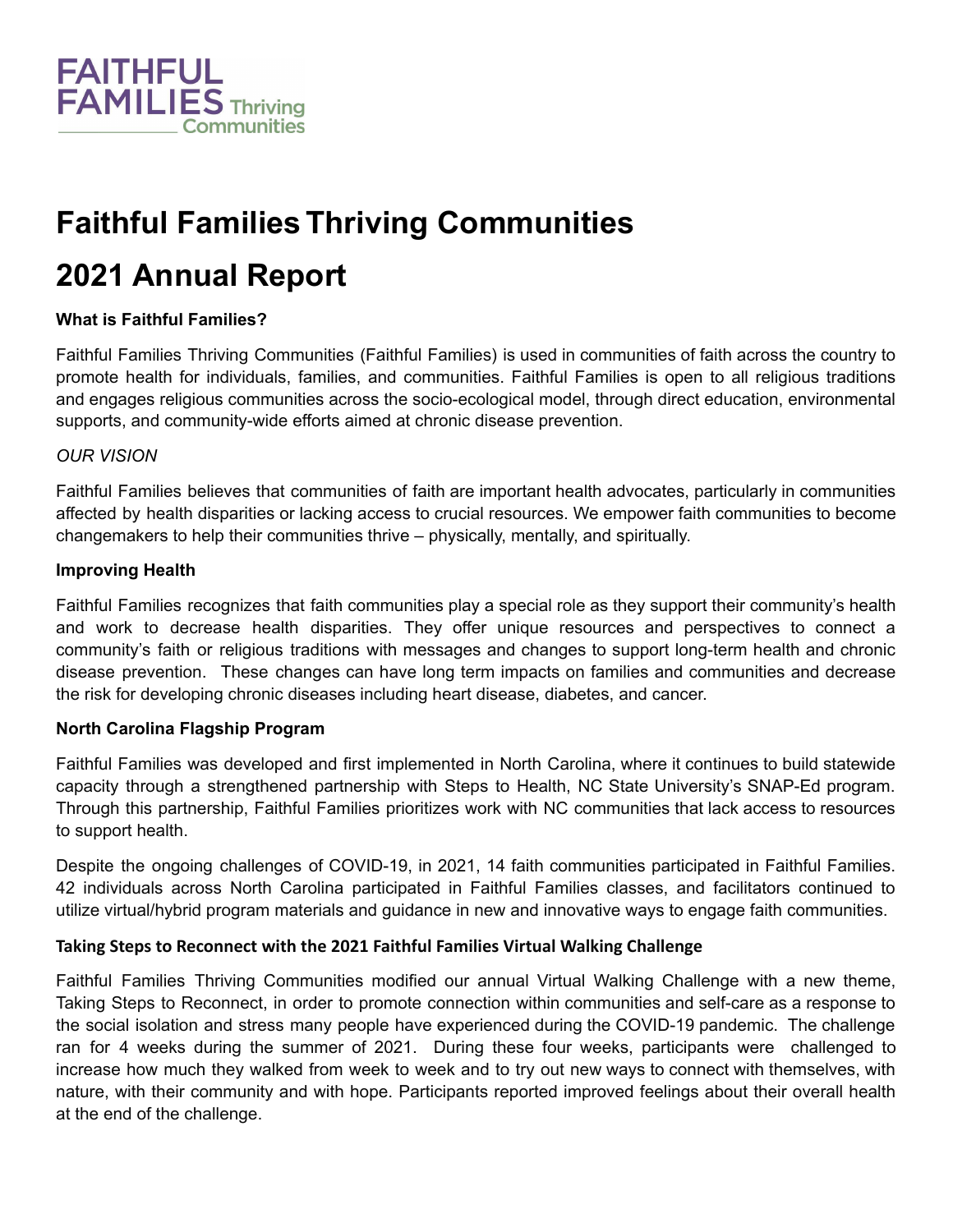FAITHFUL FAMILIES Thriving Communities

# Faithful Families Thriving Communities

# 2021 Annual Report

### What is Faithful Families?

Faithful Families Thriving Communities (Faithful Families) is used in communities of faith across the country to promote health for individuals, families, and communities. Faithful Families is open to all religious traditions and engages religious communities across the socio-ecological model, through direct education, environmental supports, and community-wide efforts aimed at chronic disease prevention.

*OUR VISION*

Faithful Families believes that communities of faith are important health advocates, particularly in communities affected by health disparities or lacking access to crucial resources. We empower faith communities to become changemakers to help their communities thrive – physically, mentally, and spiritually.

### Improving Health

Faithful Families recognizes that faith communities play a special role as they support their community's health and work to decrease health disparities. They offer unique resources and perspectives to connect a community's faith or religious traditions with messages and changes to support long-term health and chronic disease prevention. These changes can have long term impacts on families and communities and decrease the risk for developing chronic diseases including heart disease, diabetes, and cancer.

### North Carolina Flagship Program

Faithful Families was developed and first implemented in North Carolina, where it continues to build statewide capacity through a strengthened partnership with Steps to Health, NC State University's SNAP-Ed program. Through this partnership, Faithful Families prioritizes work with NC communities that lack access to resources to support health.

Despite the ongoing challenges of COVID-19, in 2021, 14 faith communities participated in Faithful Families. 42 individuals across North Carolina participated in Faithful Families classes, and facilitators continued to utilize virtual/hybrid program materials and guidance in new and innovative ways to engage faith communities.

### Taking Steps to Reconnect with the 2021 Faithful Families Virtual Walking Challenge

Faithful Families Thriving Communities modified our annual Virtual Walking Challenge with a new theme, Taking Steps to Reconnect, in order to promote connection within communities and self-care as a response to the social isolation and stress many people have experienced during the COVID-19 pandemic. The challenge ran for 4 weeks during the summer of 2021. During these four weeks, participants were challenged to increase how much they walked from week to week and to try out new ways to connect with themselves, with nature, with their community and with hope. Participants reported improved feelings about their overall health at the end of the challenge.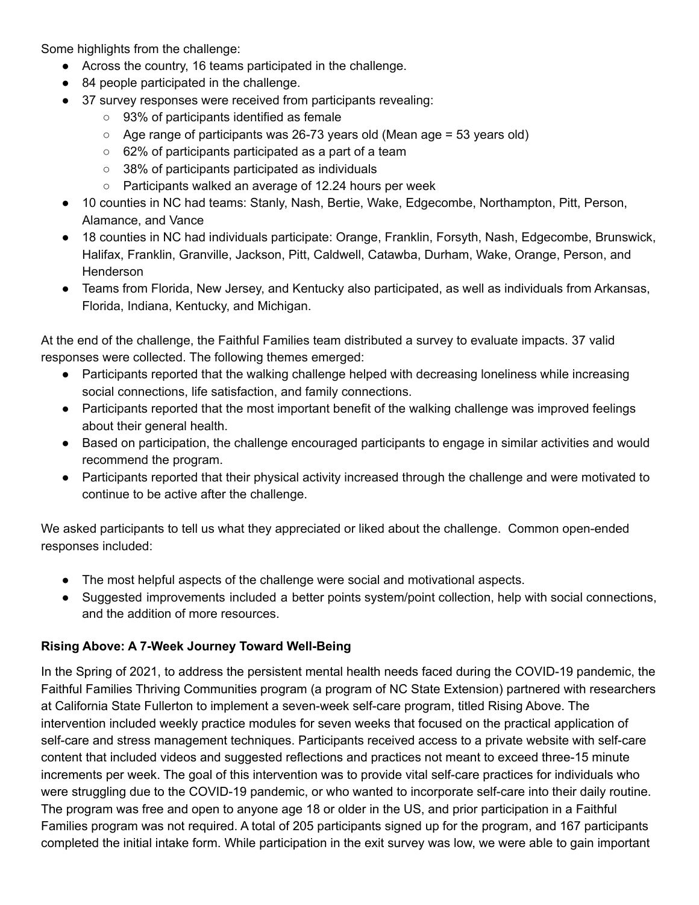Some highlights from the challenge:

- Across the country, 16 teams participated in the challenge.
- 84 people participated in the challenge.
- 37 survey responses were received from participants revealing:
    - 93% of participants identified as female
    - Age range of participants was 26-73 years old (Mean age = 53 years old)
    - 62% of participants participated as a part of a team
    - 38% of participants participated as individuals
    - Participants walked an average of 12.24 hours per week
- 10 counties in NC had teams: Stanly, Nash, Bertie, Wake, Edgecombe, Northampton, Pitt, Person, Alamance, and Vance
- 18 counties in NC had individuals participate: Orange, Franklin, Forsyth, Nash, Edgecombe, Brunswick, Halifax, Franklin, Granville, Jackson, Pitt, Caldwell, Catawba, Durham, Wake, Orange, Person, and Henderson
- Teams from Florida, New Jersey, and Kentucky also participated, as well as individuals from Arkansas, Florida, Indiana, Kentucky, and Michigan.

At the end of the challenge, the Faithful Families team distributed a survey to evaluate impacts. 37 valid responses were collected. The following themes emerged:

- Participants reported that the walking challenge helped with decreasing loneliness while increasing social connections, life satisfaction, and family connections.
- Participants reported that the most important benefit of the walking challenge was improved feelings about their general health.
- Based on participation, the challenge encouraged participants to engage in similar activities and would recommend the program.
- Participants reported that their physical activity increased through the challenge and were motivated to continue to be active after the challenge.

We asked participants to tell us what they appreciated or liked about the challenge. Common open-ended responses included:

- The most helpful aspects of the challenge were social and motivational aspects.
- Suggested improvements included a better points system/point collection, help with social connections, and the addition of more resources.

**Rising Above: A 7-Week Journey Toward Well-Being**

In the Spring of 2021, to address the persistent mental health needs faced during the COVID-19 pandemic, the Faithful Families Thriving Communities program (a program of NC State Extension) partnered with researchers at California State Fullerton to implement a seven-week self-care program, titled Rising Above. The intervention included weekly practice modules for seven weeks that focused on the practical application of self-care and stress management techniques. Participants received access to a private website with self-care content that included videos and suggested reflections and practices not meant to exceed three-15 minute increments per week. The goal of this intervention was to provide vital self-care practices for individuals who were struggling due to the COVID-19 pandemic, or who wanted to incorporate self-care into their daily routine. The program was free and open to anyone age 18 or older in the US, and prior participation in a Faithful Families program was not required. A total of 205 participants signed up for the program, and 167 participants completed the initial intake form. While participation in the exit survey was low, we were able to gain important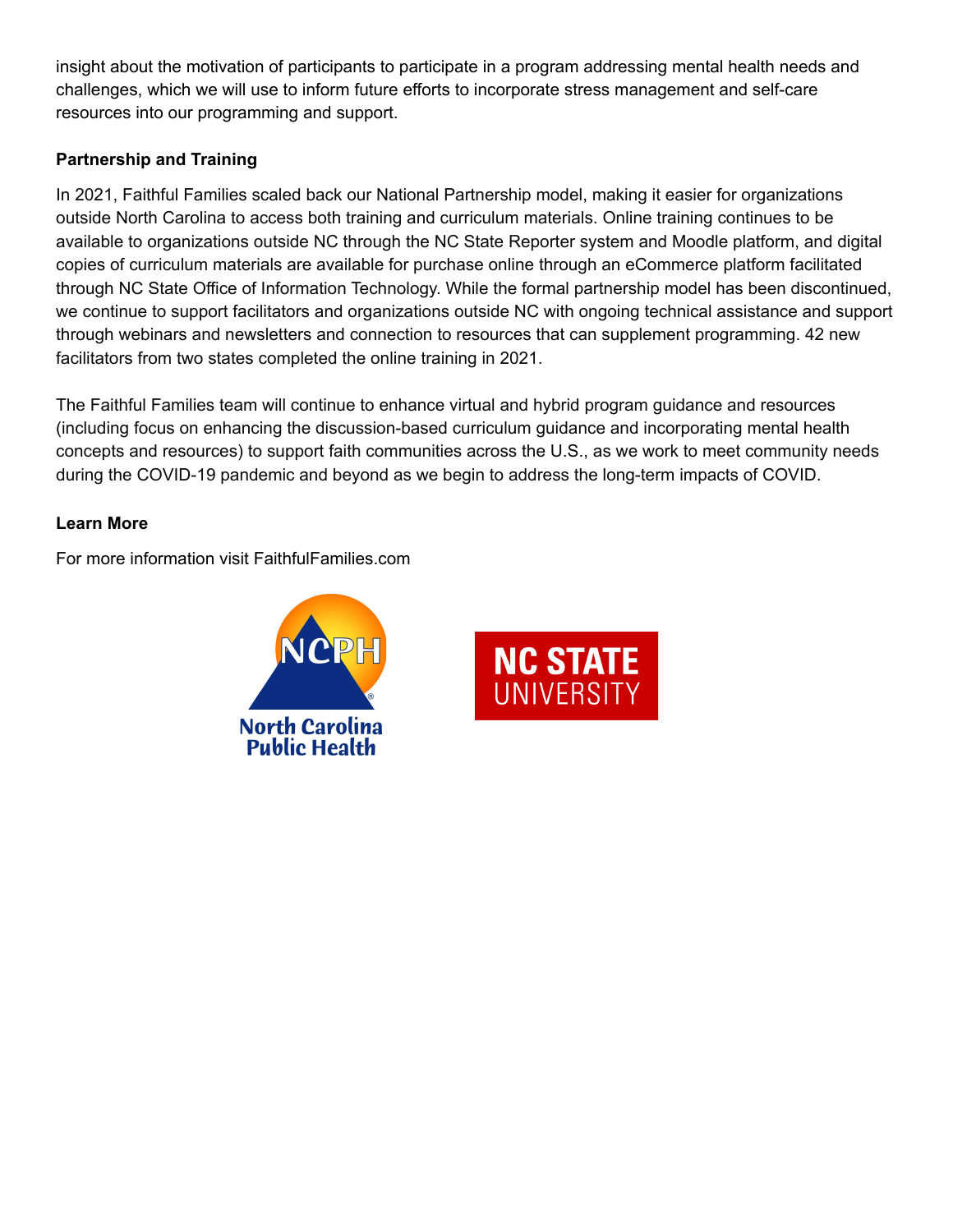insight about the motivation of participants to participate in a program addressing mental health needs and challenges, which we will use to inform future efforts to incorporate stress management and self-care resources into our programming and support.

**Partnership and Training**

In 2021, Faithful Families scaled back our National Partnership model, making it easier for organizations outside North Carolina to access both training and curriculum materials. Online training continues to be available to organizations outside NC through the NC State Reporter system and Moodle platform, and digital copies of curriculum materials are available for purchase online through an eCommerce platform facilitated through NC State Office of Information Technology. While the formal partnership model has been discontinued, we continue to support facilitators and organizations outside NC with ongoing technical assistance and support through webinars and newsletters and connection to resources that can supplement programming. 42 new facilitators from two states completed the online training in 2021.

The Faithful Families team will continue to enhance virtual and hybrid program guidance and resources (including focus on enhancing the discussion-based curriculum guidance and incorporating mental health concepts and resources) to support faith communities across the U.S., as we work to meet community needs during the COVID-19 pandemic and beyond as we begin to address the long-term impacts of COVID.

**Learn More**

For more information visit FaithfulFamilies.com

NCPH
North Carolina Public Health

NC STATE UNIVERSITY